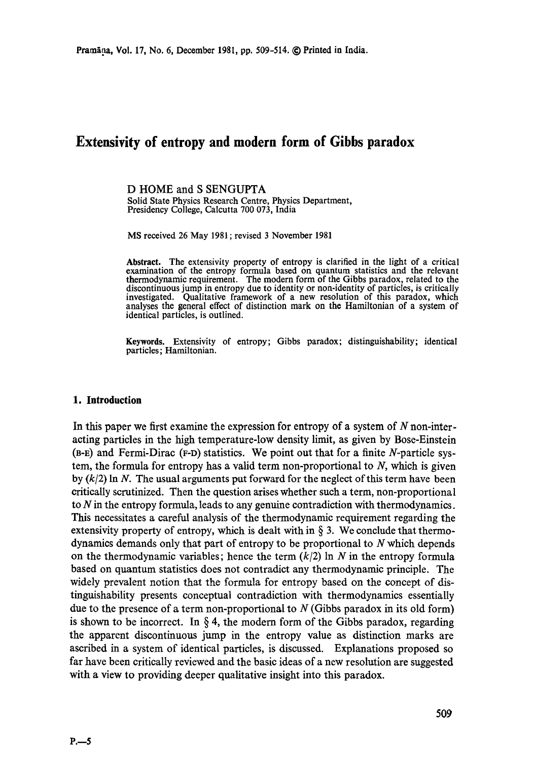# Extensivity of entropy and modern form of Gibbs paradox

D HOME and S SENGUPTA

Solid State Physics Research Centre, Physics Department, Presidency College, Calcutta 700 073, India

MS received 26 May 1981; revised 3 November 1981

**Abstract.** The extensivity property of entropy is clarified in the light of a critical examination of the entropy formula based on quantum statistics and the relevant thermodynamic requirement. The modern form of the Gibbs paradox, related to the discontinuous jump in entropy due to identity or non-identity of particles, is critically investigated. Qualitative framework of a new resolution of this paradox, which analyses the general effect of distinction mark on the Hamiltonian of a system of identical particles, is outlined.

**Keywords.** Extensivity of entropy; Gibbs paradox; distinguishability; identical particles; Hamiltonian.

## 1. Introduction

In this paper we first examine the expression for entropy of a system of $N$ non-interacting particles in the high temperature-low density limit, as given by Bose-Einstein (B-E) and Fermi-Dirac (F-D) statistics. We point out that for a finite $N$-particle system, the formula for entropy has a valid term non-proportional to $N$, which is given by $(k/2) \ln N$. The usual arguments put forward for the neglect of this term have been critically scrutinized. Then the question arises whether such a term, non-proportional to $N$ in the entropy formula, leads to any genuine contradiction with thermodynamics. This necessitates a careful analysis of the thermodynamic requirement regarding the extensivity property of entropy, which is dealt with in § 3. We conclude that thermodynamics demands only that part of entropy to be proportional to $N$ which depends on the thermodynamic variables; hence the term $(k/2) \ln N$ in the entropy formula based on quantum statistics does not contradict any thermodynamic principle. The widely prevalent notion that the formula for entropy based on the concept of distinguishability presents conceptual contradiction with thermodynamics essentially due to the presence of a term non-proportional to $N$ (Gibbs paradox in its old form) is shown to be incorrect. In § 4, the modern form of the Gibbs paradox, regarding the apparent discontinuous jump in the entropy value as distinction marks are ascribed in a system of identical particles, is discussed. Explanations proposed so far have been critically reviewed and the basic ideas of a new resolution are suggested with a view to providing deeper qualitative insight into this paradox.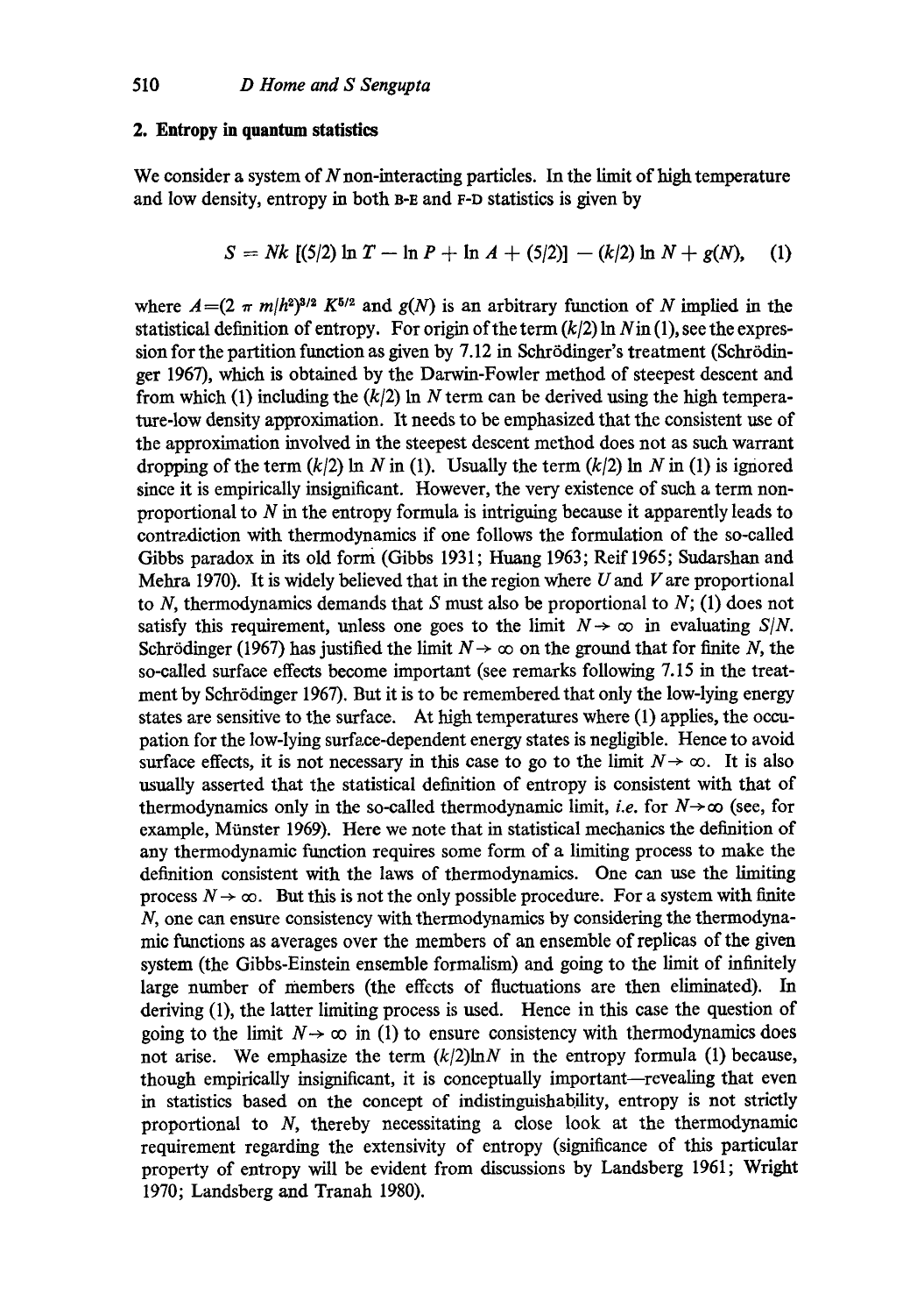## 2. Entropy in quantum statistics

We consider a system of $N$ non-interacting particles. In the limit of high temperature and low density, entropy in both B-E and F-D statistics is given by

$$S = Nk\,[(5/2)\ln T - \ln P + \ln A + (5/2)] - (k/2)\ln N + g(N), \quad (1)$$

where $A = (2\pi m/h^2)^{3/2} K^{5/2}$ and $g(N)$ is an arbitrary function of $N$ implied in the statistical definition of entropy. For origin of the term $(k/2)\ln N$ in (1), see the expression for the partition function as given by 7.12 in Schrödinger's treatment (Schrödinger 1967), which is obtained by the Darwin-Fowler method of steepest descent and from which (1) including the $(k/2)\ln N$ term can be derived using the high temperature-low density approximation. It needs to be emphasized that the consistent use of the approximation involved in the steepest descent method does not as such warrant dropping of the term $(k/2)\ln N$ in (1). Usually the term $(k/2)\ln N$ in (1) is ignored since it is empirically insignificant. However, the very existence of such a term non-proportional to $N$ in the entropy formula is intriguing because it apparently leads to contradiction with thermodynamics if one follows the formulation of the so-called Gibbs paradox in its old form (Gibbs 1931; Huang 1963; Reif 1965; Sudarshan and Mehra 1970). It is widely believed that in the region where $U$ and $V$ are proportional to $N$, thermodynamics demands that $S$ must also be proportional to $N$; (1) does not satisfy this requirement, unless one goes to the limit $N \to \infty$ in evaluating $S/N$. Schrödinger (1967) has justified the limit $N \to \infty$ on the ground that for finite $N$, the so-called surface effects become important (see remarks following 7.15 in the treatment by Schrödinger 1967). But it is to be remembered that only the low-lying energy states are sensitive to the surface. At high temperatures where (1) applies, the occupation for the low-lying surface-dependent energy states is negligible. Hence to avoid surface effects, it is not necessary in this case to go to the limit $N \to \infty$. It is also usually asserted that the statistical definition of entropy is consistent with that of thermodynamics only in the so-called thermodynamic limit, *i.e.* for $N \to \infty$ (see, for example, Münster 1969). Here we note that in statistical mechanics the definition of any thermodynamic function requires some form of a limiting process to make the definition consistent with the laws of thermodynamics. One can use the limiting process $N \to \infty$. But this is not the only possible procedure. For a system with finite $N$, one can ensure consistency with thermodynamics by considering the thermodynamic functions as averages over the members of an ensemble of replicas of the given system (the Gibbs-Einstein ensemble formalism) and going to the limit of infinitely large number of members (the effects of fluctuations are then eliminated). In deriving (1), the latter limiting process is used. Hence in this case the question of going to the limit $N \to \infty$ in (1) to ensure consistency with thermodynamics does not arise. We emphasize the term $(k/2)\ln N$ in the entropy formula (1) because, though empirically insignificant, it is conceptually important—revealing that even in statistics based on the concept of indistinguishability, entropy is not strictly proportional to $N$, thereby necessitating a close look at the thermodynamic requirement regarding the extensivity of entropy (significance of this particular property of entropy will be evident from discussions by Landsberg 1961; Wright 1970; Landsberg and Tranah 1980).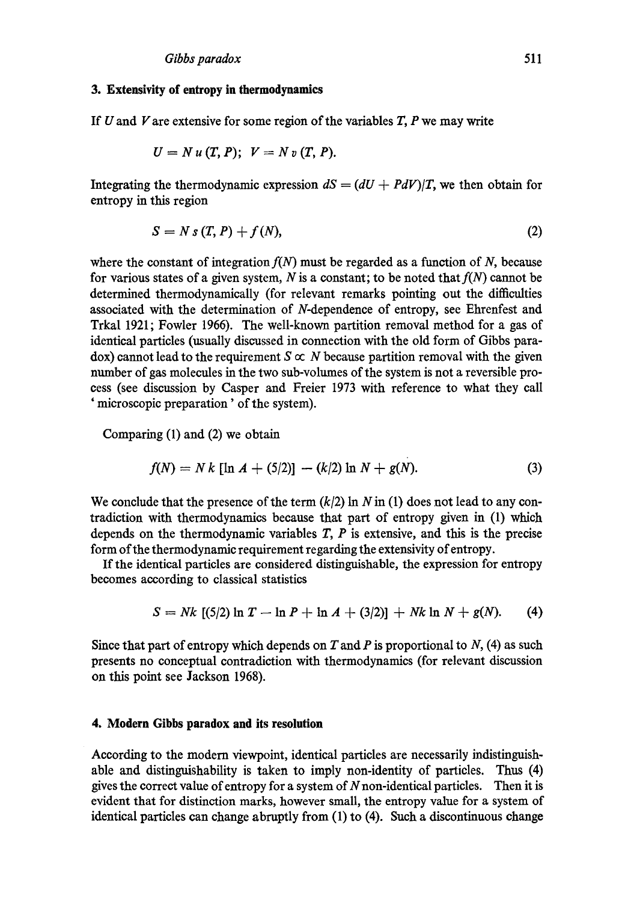## 3. Extensivity of entropy in thermodynamics

If $U$ and $V$ are extensive for some region of the variables $T$, $P$ we may write

$$U = N\,u\,(T, P); \quad V = N\,v\,(T, P).$$

Integrating the thermodynamic expression $dS = (dU + PdV)/T$, we then obtain for entropy in this region

$$S = N\,s\,(T, P) + f\,(N), \tag{2}$$

where the constant of integration $f(N)$ must be regarded as a function of $N$, because for various states of a given system, $N$ is a constant; to be noted that $f(N)$ cannot be determined thermodynamically (for relevant remarks pointing out the difficulties associated with the determination of $N$-dependence of entropy, see Ehrenfest and Trkal 1921; Fowler 1966). The well-known partition removal method for a gas of identical particles (usually discussed in connection with the old form of Gibbs paradox) cannot lead to the requirement $S \propto N$ because partition removal with the given number of gas molecules in the two sub-volumes of the system is not a reversible process (see discussion by Casper and Freier 1973 with reference to what they call 'microscopic preparation' of the system).

Comparing (1) and (2) we obtain

$$f(N) = N\,k\,[\ln A + (5/2)] - (k/2) \ln N + g(N). \tag{3}$$

We conclude that the presence of the term $(k/2) \ln N$ in (1) does not lead to any contradiction with thermodynamics because that part of entropy given in (1) which depends on the thermodynamic variables $T$, $P$ is extensive, and this is the precise form of the thermodynamic requirement regarding the extensivity of entropy.

If the identical particles are considered distinguishable, the expression for entropy becomes according to classical statistics

$$S = Nk\,[(5/2) \ln T - \ln P + \ln A + (3/2)] + Nk \ln N + g(N). \tag{4}$$

Since that part of entropy which depends on $T$ and $P$ is proportional to $N$, (4) as such presents no conceptual contradiction with thermodynamics (for relevant discussion on this point see Jackson 1968).

## 4. Modern Gibbs paradox and its resolution

According to the modern viewpoint, identical particles are necessarily indistinguishable and distinguishability is taken to imply non-identity of particles. Thus (4) gives the correct value of entropy for a system of $N$ non-identical particles. Then it is evident that for distinction marks, however small, the entropy value for a system of identical particles can change abruptly from (1) to (4). Such a discontinuous change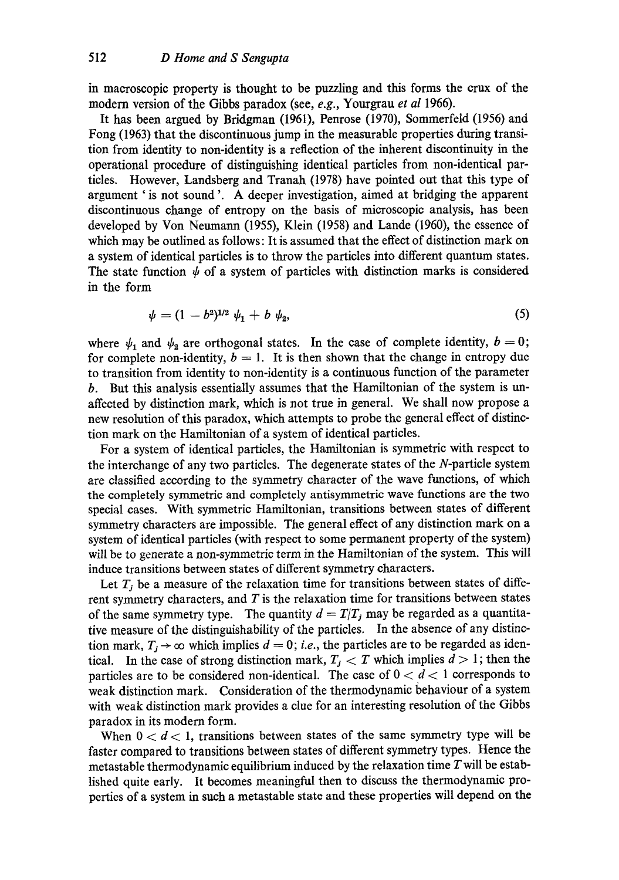in macroscopic property is thought to be puzzling and this forms the crux of the modern version of the Gibbs paradox (see, *e.g.*, Yourgrau *et al* 1966).

It has been argued by Bridgman (1961), Penrose (1970), Sommerfeld (1956) and Fong (1963) that the discontinuous jump in the measurable properties during transition from identity to non-identity is a reflection of the inherent discontinuity in the operational procedure of distinguishing identical particles from non-identical particles. However, Landsberg and Tranah (1978) have pointed out that this type of argument 'is not sound'. A deeper investigation, aimed at bridging the apparent discontinuous change of entropy on the basis of microscopic analysis, has been developed by Von Neumann (1955), Klein (1958) and Lande (1960), the essence of which may be outlined as follows: It is assumed that the effect of distinction mark on a system of identical particles is to throw the particles into different quantum states. The state function $\psi$ of a system of particles with distinction marks is considered in the form

$$\psi = (1 - b^2)^{1/2} \psi_1 + b \psi_2, \tag{5}$$

where $\psi_1$ and $\psi_2$ are orthogonal states. In the case of complete identity, $b = 0$; for complete non-identity, $b = 1$. It is then shown that the change in entropy due to transition from identity to non-identity is a continuous function of the parameter $b$. But this analysis essentially assumes that the Hamiltonian of the system is unaffected by distinction mark, which is not true in general. We shall now propose a new resolution of this paradox, which attempts to probe the general effect of distinction mark on the Hamiltonian of a system of identical particles.

For a system of identical particles, the Hamiltonian is symmetric with respect to the interchange of any two particles. The degenerate states of the $N$-particle system are classified according to the symmetry character of the wave functions, of which the completely symmetric and completely antisymmetric wave functions are the two special cases. With symmetric Hamiltonian, transitions between states of different symmetry characters are impossible. The general effect of any distinction mark on a system of identical particles (with respect to some permanent property of the system) will be to generate a non-symmetric term in the Hamiltonian of the system. This will induce transitions between states of different symmetry characters.

Let $T_j$ be a measure of the relaxation time for transitions between states of different symmetry characters, and $T$ is the relaxation time for transitions between states of the same symmetry type. The quantity $d = T/T_j$ may be regarded as a quantitative measure of the distinguishability of the particles. In the absence of any distinction mark, $T_j \to \infty$ which implies $d = 0$; *i.e.*, the particles are to be regarded as identical. In the case of strong distinction mark, $T_j < T$ which implies $d > 1$; then the particles are to be considered non-identical. The case of $0 < d < 1$ corresponds to weak distinction mark. Consideration of the thermodynamic behaviour of a system with weak distinction mark provides a clue for an interesting resolution of the Gibbs paradox in its modern form.

When $0 < d < 1$, transitions between states of the same symmetry type will be faster compared to transitions between states of different symmetry types. Hence the metastable thermodynamic equilibrium induced by the relaxation time $T$ will be established quite early. It becomes meaningful then to discuss the thermodynamic properties of a system in such a metastable state and these properties will depend on the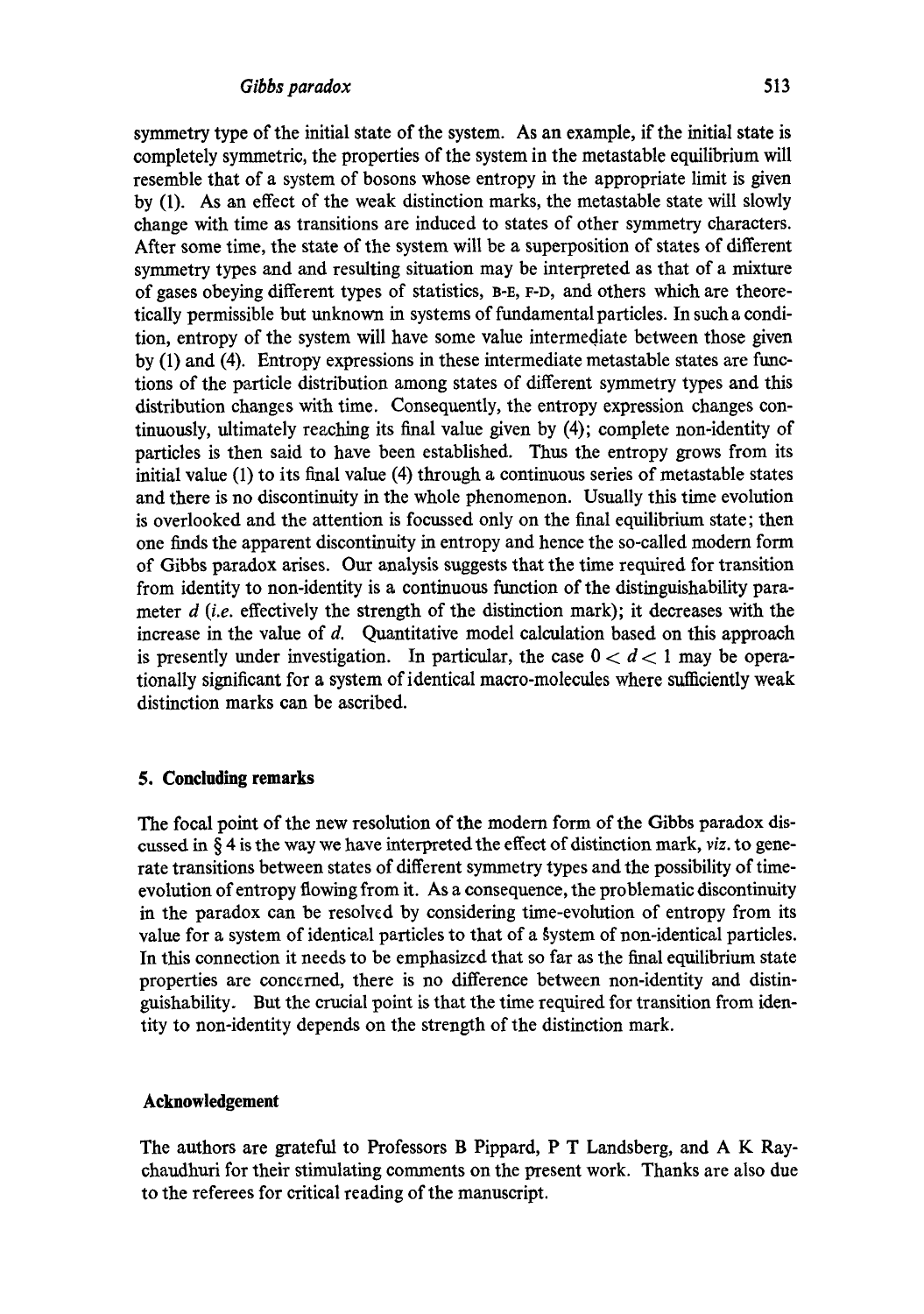symmetry type of the initial state of the system. As an example, if the initial state is completely symmetric, the properties of the system in the metastable equilibrium will resemble that of a system of bosons whose entropy in the appropriate limit is given by (1). As an effect of the weak distinction marks, the metastable state will slowly change with time as transitions are induced to states of other symmetry characters. After some time, the state of the system will be a superposition of states of different symmetry types and and resulting situation may be interpreted as that of a mixture of gases obeying different types of statistics, B-E, F-D, and others which are theoretically permissible but unknown in systems of fundamental particles. In such a condition, entropy of the system will have some value intermediate between those given by (1) and (4). Entropy expressions in these intermediate metastable states are functions of the particle distribution among states of different symmetry types and this distribution changes with time. Consequently, the entropy expression changes continuously, ultimately reaching its final value given by (4); complete non-identity of particles is then said to have been established. Thus the entropy grows from its initial value (1) to its final value (4) through a continuous series of metastable states and there is no discontinuity in the whole phenomenon. Usually this time evolution is overlooked and the attention is focussed only on the final equilibrium state; then one finds the apparent discontinuity in entropy and hence the so-called modern form of Gibbs paradox arises. Our analysis suggests that the time required for transition from identity to non-identity is a continuous function of the distinguishability parameter $d$ (*i.e.* effectively the strength of the distinction mark); it decreases with the increase in the value of $d$. Quantitative model calculation based on this approach is presently under investigation. In particular, the case $0 < d < 1$ may be operationally significant for a system of identical macro-molecules where sufficiently weak distinction marks can be ascribed.

## 5. Concluding remarks

The focal point of the new resolution of the modern form of the Gibbs paradox discussed in § 4 is the way we have interpreted the effect of distinction mark, *viz.* to generate transitions between states of different symmetry types and the possibility of time-evolution of entropy flowing from it. As a consequence, the problematic discontinuity in the paradox can be resolved by considering time-evolution of entropy from its value for a system of identical particles to that of a system of non-identical particles. In this connection it needs to be emphasized that so far as the final equilibrium state properties are concerned, there is no difference between non-identity and distinguishability. But the crucial point is that the time required for transition from identity to non-identity depends on the strength of the distinction mark.

### Acknowledgement

The authors are grateful to Professors B Pippard, P T Landsberg, and A K Raychaudhuri for their stimulating comments on the present work. Thanks are also due to the referees for critical reading of the manuscript.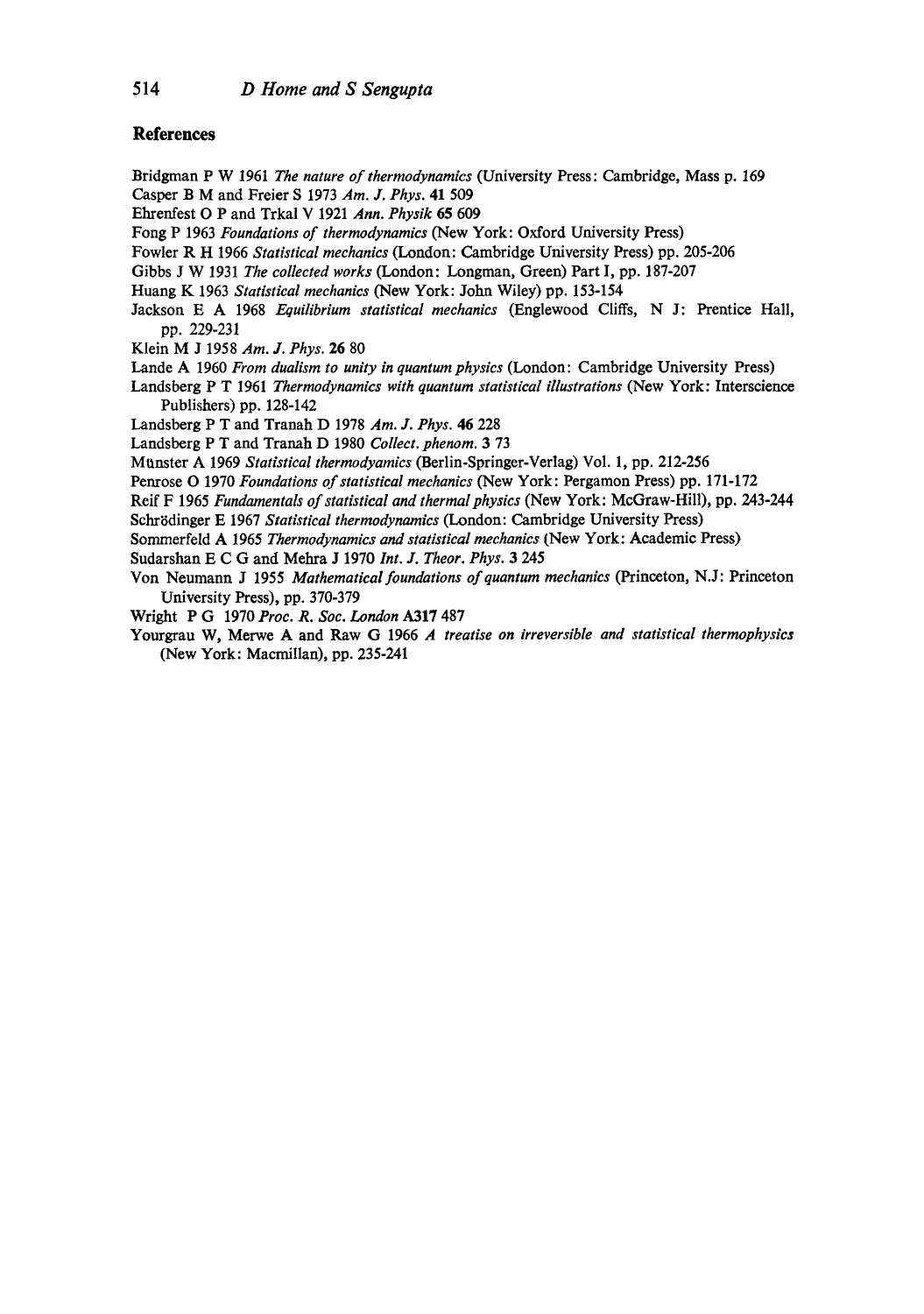## References

Bridgman P W 1961 *The nature of thermodynamics* (University Press: Cambridge, Mass p. 169

Casper B M and Freier S 1973 *Am. J. Phys.* **41** 509

Ehrenfest O P and Trkal V 1921 *Ann. Physik* **65** 609

Fong P 1963 *Foundations of thermodynamics* (New York: Oxford University Press)

Fowler R H 1966 *Statistical mechanics* (London: Cambridge University Press) pp. 205-206

Gibbs J W 1931 *The collected works* (London: Longman, Green) Part I, pp. 187-207

Huang K 1963 *Statistical mechanics* (New York: John Wiley) pp. 153-154

Jackson E A 1968 *Equilibrium statistical mechanics* (Englewood Cliffs, N J: Prentice Hall, pp. 229-231

Klein M J 1958 *Am. J. Phys.* **26** 80

Lande A 1960 *From dualism to unity in quantum physics* (London: Cambridge University Press)

Landsberg P T 1961 *Thermodynamics with quantum statistical illustrations* (New York: Interscience Publishers) pp. 128-142

Landsberg P T and Tranah D 1978 *Am. J. Phys.* **46** 228

Landsberg P T and Tranah D 1980 *Collect. phenom.* **3** 73

Münster A 1969 *Statistical thermodyamics* (Berlin-Springer-Verlag) Vol. 1, pp. 212-256

Penrose O 1970 *Foundations of statistical mechanics* (New York: Pergamon Press) pp. 171-172

Reif F 1965 *Fundamentals of statistical and thermal physics* (New York: McGraw-Hill), pp. 243-244

Schrödinger E 1967 *Statistical thermodynamics* (London: Cambridge University Press)

Sommerfeld A 1965 *Thermodynamics and statistical mechanics* (New York: Academic Press)

Sudarshan E C G and Mehra J 1970 *Int. J. Theor. Phys.* **3** 245

Von Neumann J 1955 *Mathematical foundations of quantum mechanics* (Princeton, N.J: Princeton University Press), pp. 370-379

Wright P G 1970 *Proc. R. Soc. London* **A317** 487

Yourgrau W, Merwe A and Raw G 1966 *A treatise on irreversible and statistical thermophysics* (New York: Macmillan), pp. 235-241